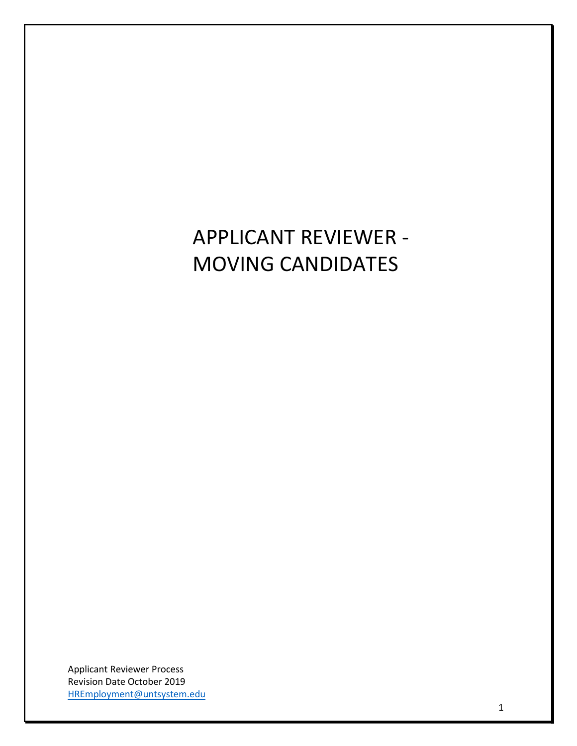# APPLICANT REVIEWER - MOVING CANDIDATES

Applicant Reviewer Process
Revision Date October 2019
HREmployment@untsystem.edu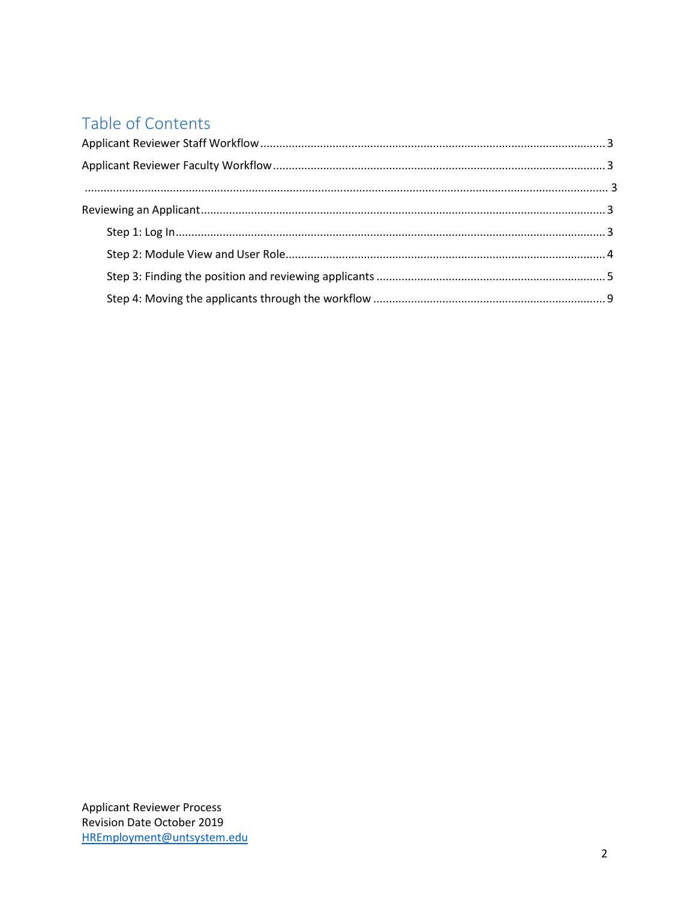# Table of Contents

Applicant Reviewer Staff Workflow ........................................................................................................ 3

Applicant Reviewer Faculty Workflow ..................................................................................................... 3

................................................................................................................................................................. 3

Reviewing an Applicant ........................................................................................................................... 3

- Step 1: Log In .................................................................................................................................... 3
- Step 2: Module View and User Role ................................................................................................. 4
- Step 3: Finding the position and reviewing applicants .................................................................... 5
- Step 4: Moving the applicants through the workflow ...................................................................... 9

Applicant Reviewer Process
Revision Date October 2019
HREmployment@untsystem.edu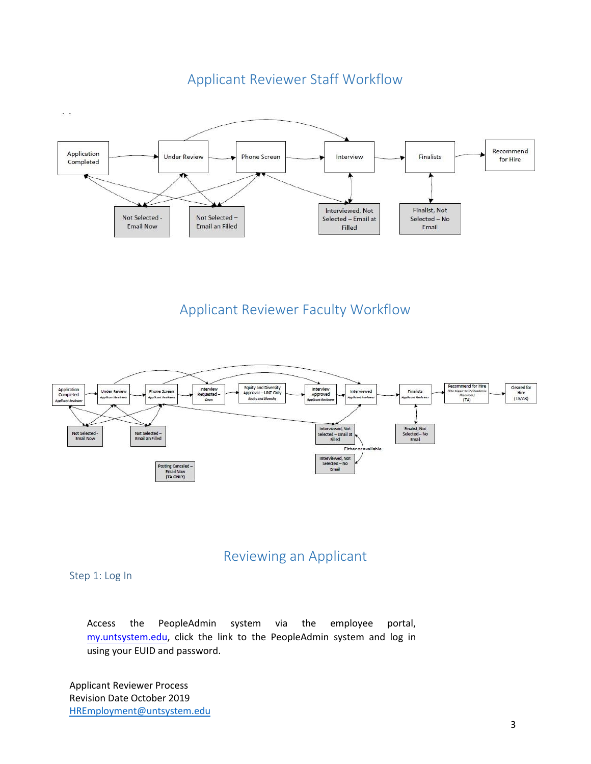## Applicant Reviewer Staff Workflow

Application Completed → Under Review → Phone Screen → Interview → Finalists → Recommend for Hire

Not Selected - Email Now

Not Selected – Email an Filled

Interviewed, Not Selected – Email at Filled

Finalist, Not Selected – No Email

## Applicant Reviewer Faculty Workflow

Application Completed *Applicant Reviewer* → Under Review *Applicant Reviewer* → Phone Screen *Applicant Reviewer* → Interview Requested – *Dean* → Equity and Diversity Approval – UNT Only *Equity and Diversity* → Interview Approved *Applicant Reviewer* → Interviewed *Applicant Reviewer* → Finalists *Applicant Reviewer* → Recommend for Hire *(the trigger to TA/Academic Resources)* (TA) → Cleared for Hire (TA/AR)

Not Selected - Email Now

Not Selected – Email an Filled

Posting Canceled – Email Now (TA ONLY)

Interviewed, Not Selected – Email at Filled

Either or available

Interviewed, Not Selected – No Email

Finalist, Not Selected – No Email

## Reviewing an Applicant

### Step 1: Log In

Access the PeopleAdmin system via the employee portal, my.untsystem.edu, click the link to the PeopleAdmin system and log in using your EUID and password.

Applicant Reviewer Process
Revision Date October 2019
HREmployment@untsystem.edu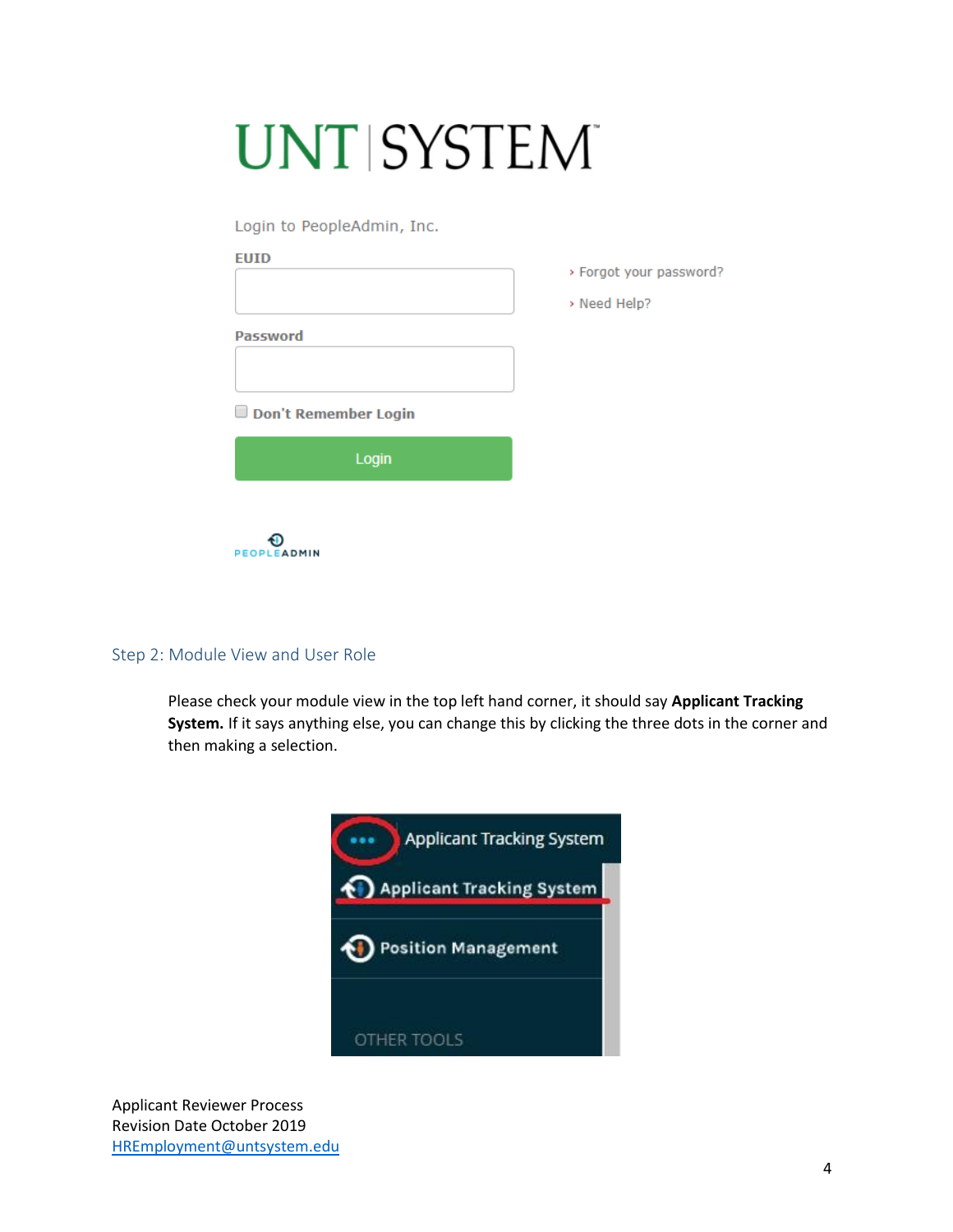## Step 2: Module View and User Role

Please check your module view in the top left hand corner, it should say **Applicant Tracking System.** If it says anything else, you can change this by clicking the three dots in the corner and then making a selection.

Applicant Reviewer Process
Revision Date October 2019
HREmployment@untsystem.edu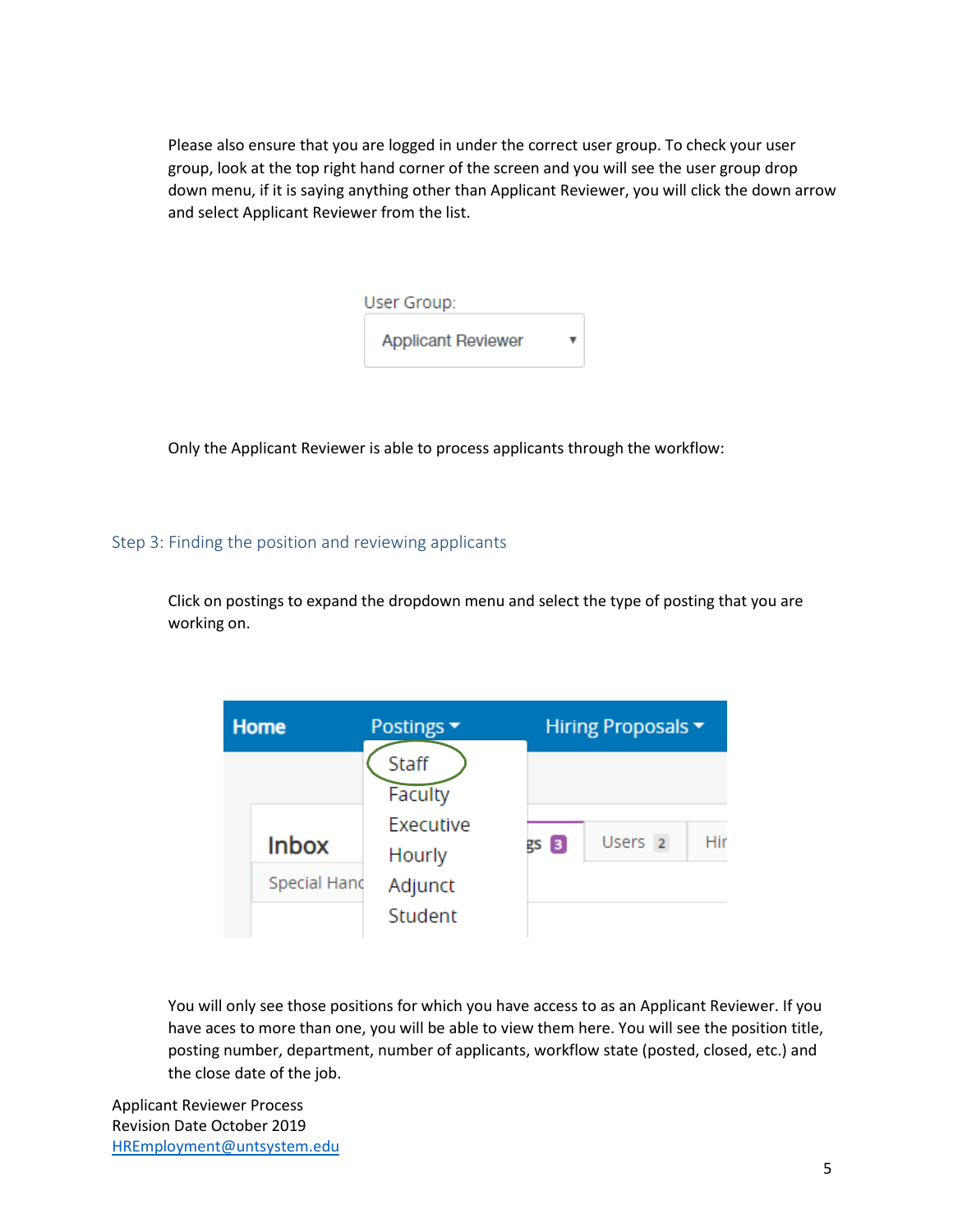Please also ensure that you are logged in under the correct user group. To check your user group, look at the top right hand corner of the screen and you will see the user group drop down menu, if it is saying anything other than Applicant Reviewer, you will click the down arrow and select Applicant Reviewer from the list.

Only the Applicant Reviewer is able to process applicants through the workflow:

## Step 3: Finding the position and reviewing applicants

Click on postings to expand the dropdown menu and select the type of posting that you are working on.

You will only see those positions for which you have access to as an Applicant Reviewer. If you have aces to more than one, you will be able to view them here. You will see the position title, posting number, department, number of applicants, workflow state (posted, closed, etc.) and the close date of the job.

Applicant Reviewer Process
Revision Date October 2019
HREmployment@untsystem.edu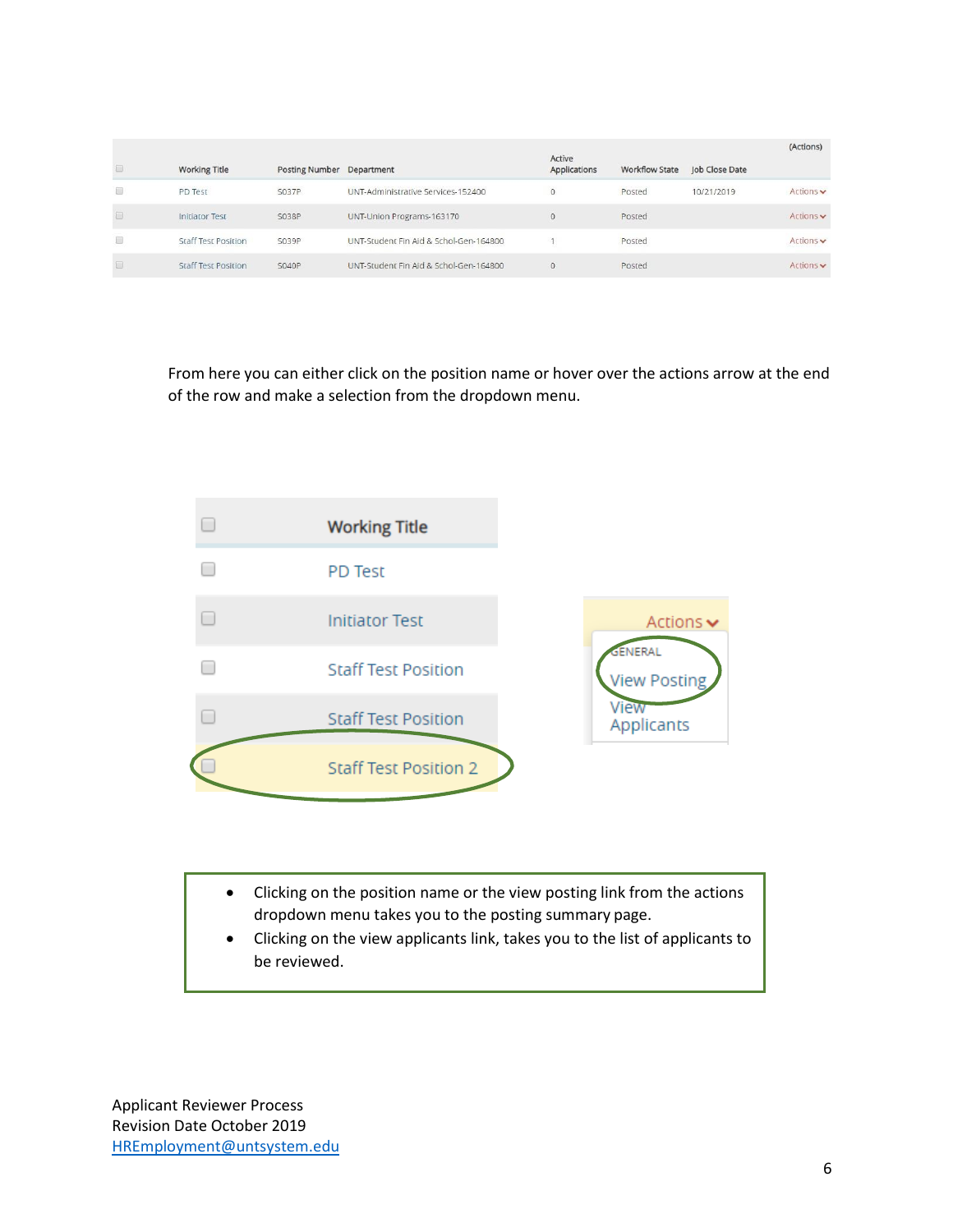| | Working Title | Posting Number | Department | Active Applications | Workflow State | Job Close Date | (Actions) |
|---|---|---|---|---|---|---|---|
| | PD Test | S037P | UNT-Administrative Services-152400 | 0 | Posted | 10/21/2019 | Actions |
| | Initiator Test | S038P | UNT-Union Programs-163170 | 0 | Posted | | Actions |
| | Staff Test Position | S039P | UNT-Student Fin Aid & Schol-Gen-164800 | 1 | Posted | | Actions |
| | Staff Test Position | S040P | UNT-Student Fin Aid & Schol-Gen-164800 | 0 | Posted | | Actions |

From here you can either click on the position name or hover over the actions arrow at the end of the row and make a selection from the dropdown menu.

| | Working Title |
|---|---|
| | PD Test |
| | Initiator Test |
| | Staff Test Position |
| | Staff Test Position |
| | Staff Test Position 2 |

Actions
- GENERAL
- View Posting
- View Applicants

- Clicking on the position name or the view posting link from the actions dropdown menu takes you to the posting summary page.
- Clicking on the view applicants link, takes you to the list of applicants to be reviewed.

Applicant Reviewer Process
Revision Date October 2019
HREmployment@untsystem.edu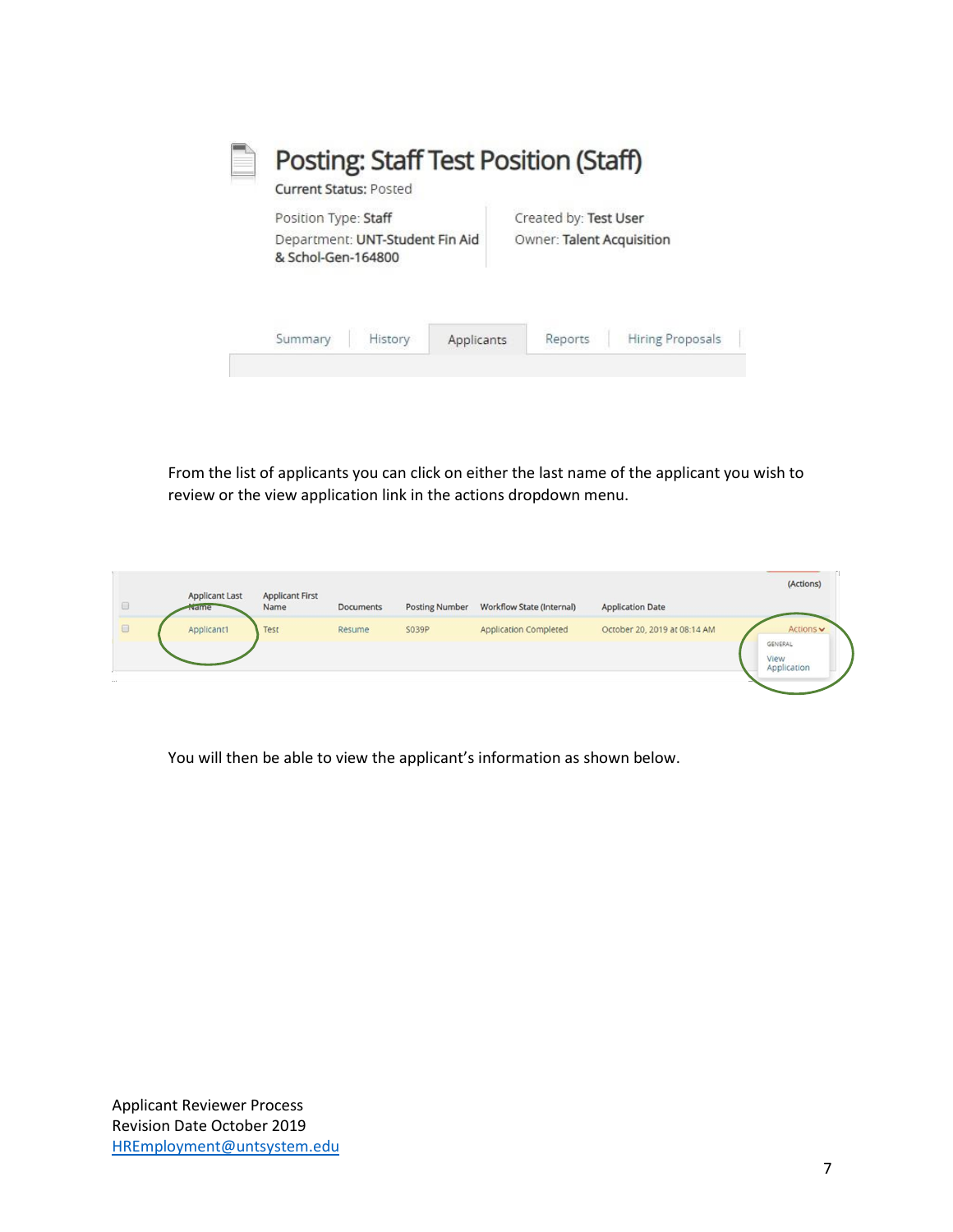# Posting: Staff Test Position (Staff)

Current Status: Posted

Position Type: Staff
Department: UNT-Student Fin Aid & Schol-Gen-164800

Created by: Test User
Owner: Talent Acquisition

Summary | History | Applicants | Reports | Hiring Proposals

From the list of applicants you can click on either the last name of the applicant you wish to review or the view application link in the actions dropdown menu.

| | Applicant Last Name | Applicant First Name | Documents | Posting Number | Workflow State (Internal) | Application Date | (Actions) |
|---|---|---|---|---|---|---|---|
| | Applicant1 | Test | Resume | S039P | Application Completed | October 20, 2019 at 08:14 AM | Actions GENERAL View Application |

You will then be able to view the applicant's information as shown below.

Applicant Reviewer Process
Revision Date October 2019
HREmployment@untsystem.edu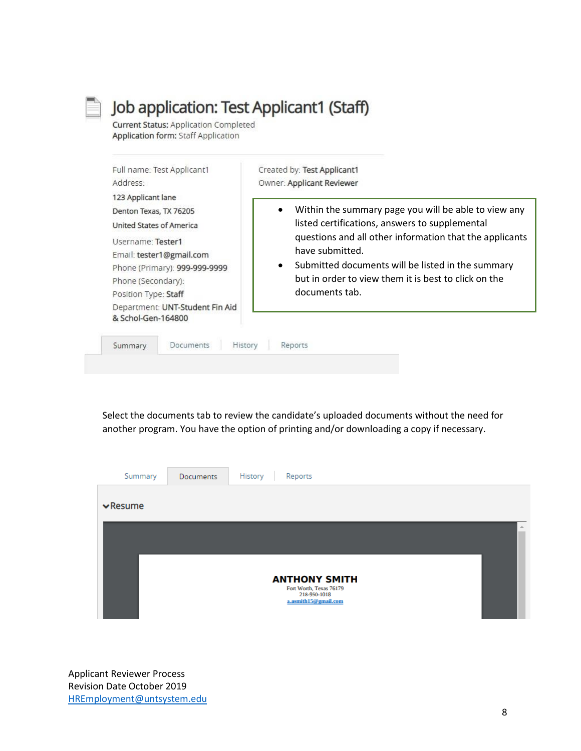# Job application: Test Applicant1 (Staff)

**Current Status:** Application Completed
**Application form:** Staff Application

Full name: Test Applicant1
Address:
123 Applicant lane
Denton Texas, TX 76205
United States of America
Username: Tester1
Email: tester1@gmail.com
Phone (Primary): 999-999-9999
Phone (Secondary):
Position Type: Staff
Department: UNT-Student Fin Aid & Schol-Gen-164800

Created by: Test Applicant1
Owner: Applicant Reviewer

- Within the summary page you will be able to view any listed certifications, answers to supplemental questions and all other information that the applicants have submitted.
- Submitted documents will be listed in the summary but in order to view them it is best to click on the documents tab.

Summary | Documents | History | Reports

Select the documents tab to review the candidate's uploaded documents without the need for another program. You have the option of printing and/or downloading a copy if necessary.

Summary | Documents | History | Reports

Resume

**ANTHONY SMITH**
Fort Worth, Texas 76179
218-950-1018
a.asmith15@gmail.com

Applicant Reviewer Process
Revision Date October 2019
HREmployment@untsystem.edu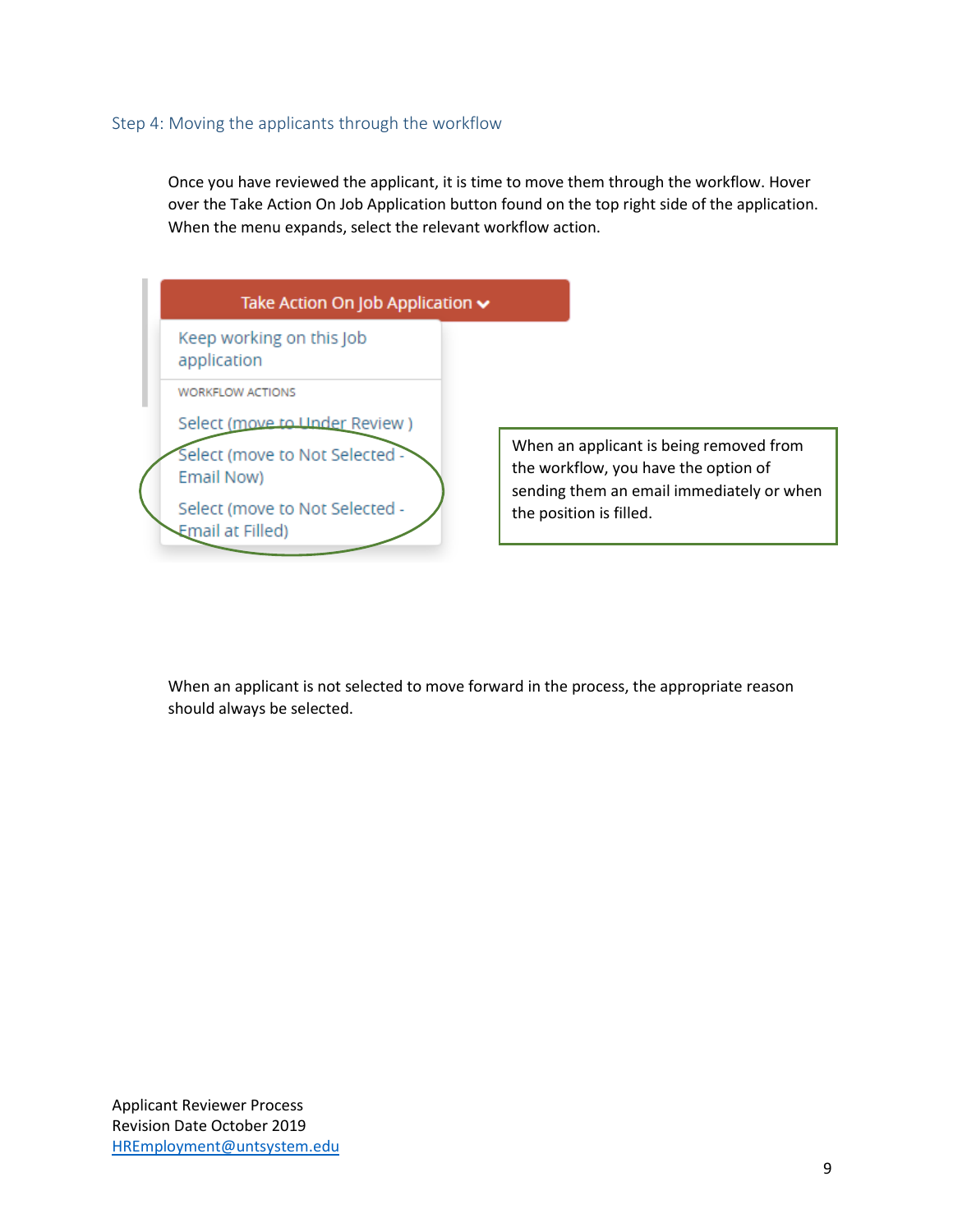## Step 4: Moving the applicants through the workflow

Once you have reviewed the applicant, it is time to move them through the workflow. Hover over the Take Action On Job Application button found on the top right side of the application. When the menu expands, select the relevant workflow action.

Take Action On Job Application

Keep working on this Job application

WORKFLOW ACTIONS

Select (move to Under Review )

Select (move to Not Selected - Email Now)

Select (move to Not Selected - Email at Filled)

When an applicant is being removed from the workflow, you have the option of sending them an email immediately or when the position is filled.

When an applicant is not selected to move forward in the process, the appropriate reason should always be selected.

Applicant Reviewer Process
Revision Date October 2019
HREmployment@untsystem.edu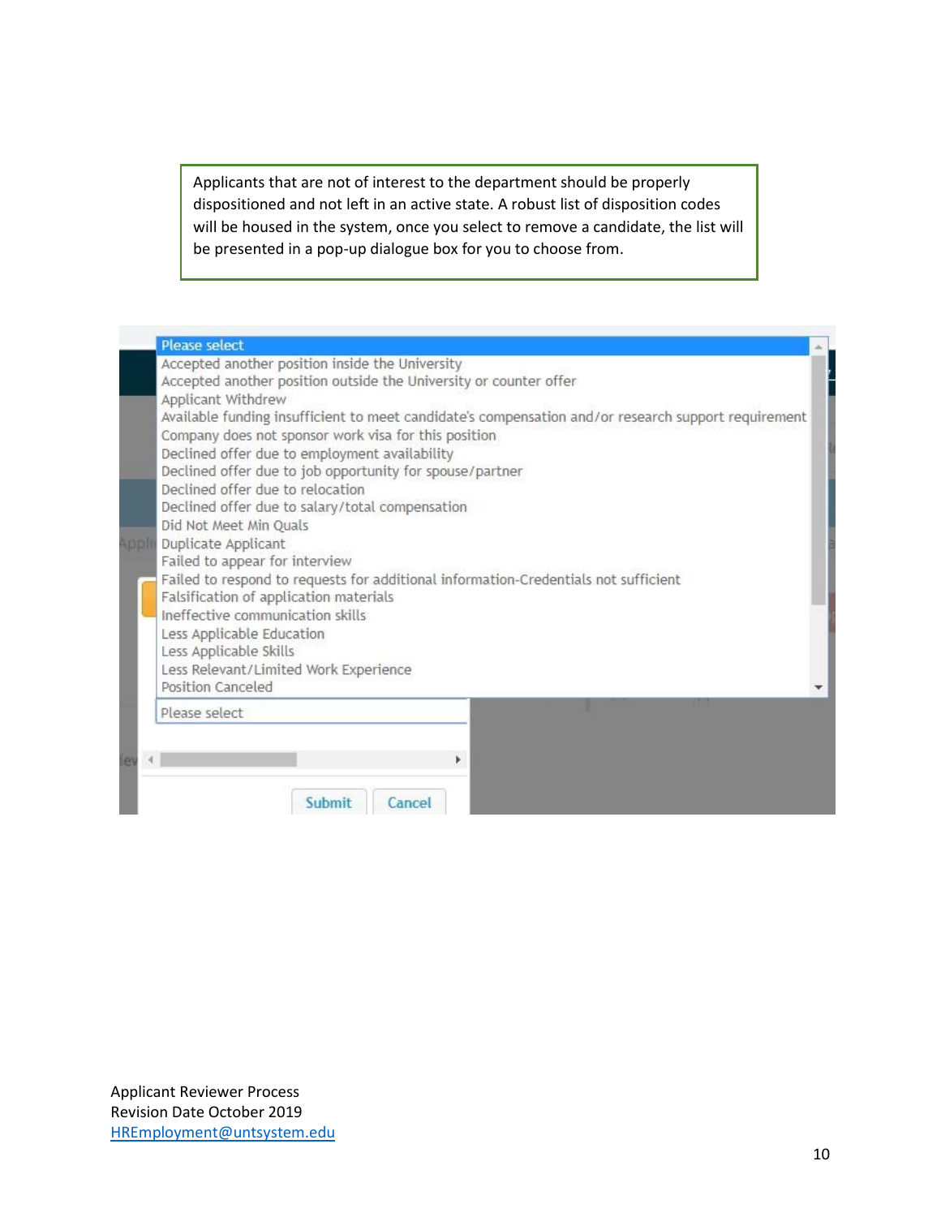Applicants that are not of interest to the department should be properly dispositioned and not left in an active state. A robust list of disposition codes will be housed in the system, once you select to remove a candidate, the list will be presented in a pop-up dialogue box for you to choose from.

- Please select
- Accepted another position inside the University
- Accepted another position outside the University or counter offer
- Applicant Withdrew
- Available funding insufficient to meet candidate's compensation and/or research support requirement
- Company does not sponsor work visa for this position
- Declined offer due to employment availability
- Declined offer due to job opportunity for spouse/partner
- Declined offer due to relocation
- Declined offer due to salary/total compensation
- Did Not Meet Min Quals
- Duplicate Applicant
- Failed to appear for interview
- Failed to respond to requests for additional information-Credentials not sufficient
- Falsification of application materials
- Ineffective communication skills
- Less Applicable Education
- Less Applicable Skills
- Less Relevant/Limited Work Experience
- Position Canceled

Please select

Submit | Cancel

Applicant Reviewer Process
Revision Date October 2019
HREmployment@untsystem.edu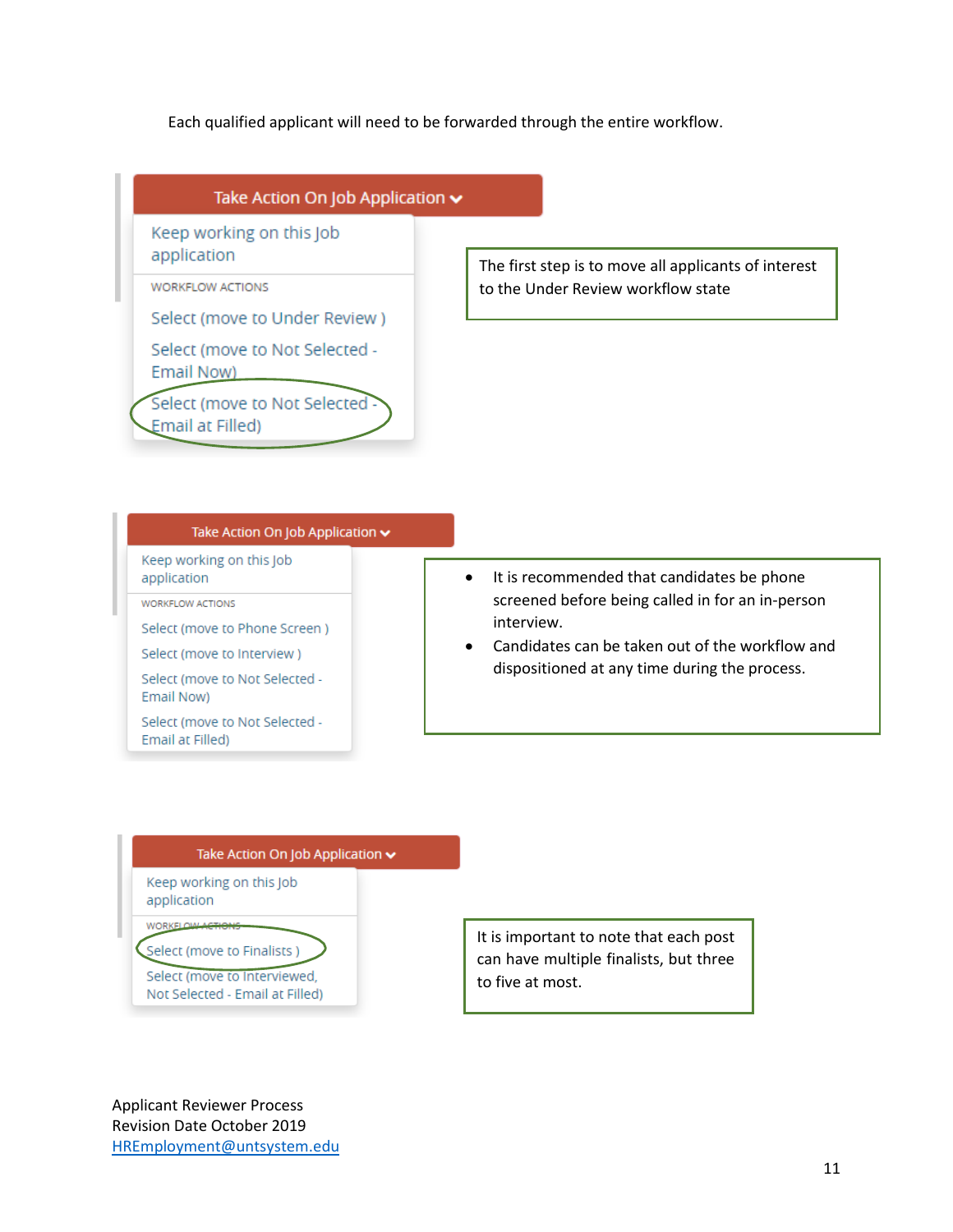Each qualified applicant will need to be forwarded through the entire workflow.

Take Action On Job Application

Keep working on this Job application

WORKFLOW ACTIONS

Select (move to Under Review )

Select (move to Not Selected - Email Now)

Select (move to Not Selected - Email at Filled)

The first step is to move all applicants of interest to the Under Review workflow state

Take Action On Job Application

Keep working on this Job application

WORKFLOW ACTIONS

Select (move to Phone Screen )

Select (move to Interview )

Select (move to Not Selected - Email Now)

Select (move to Not Selected - Email at Filled)

- It is recommended that candidates be phone screened before being called in for an in-person interview.
- Candidates can be taken out of the workflow and dispositioned at any time during the process.

Take Action On Job Application

Keep working on this Job application

WORKFLOW ACTIONS

Select (move to Finalists )

Select (move to Interviewed, Not Selected - Email at Filled)

It is important to note that each post can have multiple finalists, but three to five at most.

Applicant Reviewer Process
Revision Date October 2019
HREmployment@untsystem.edu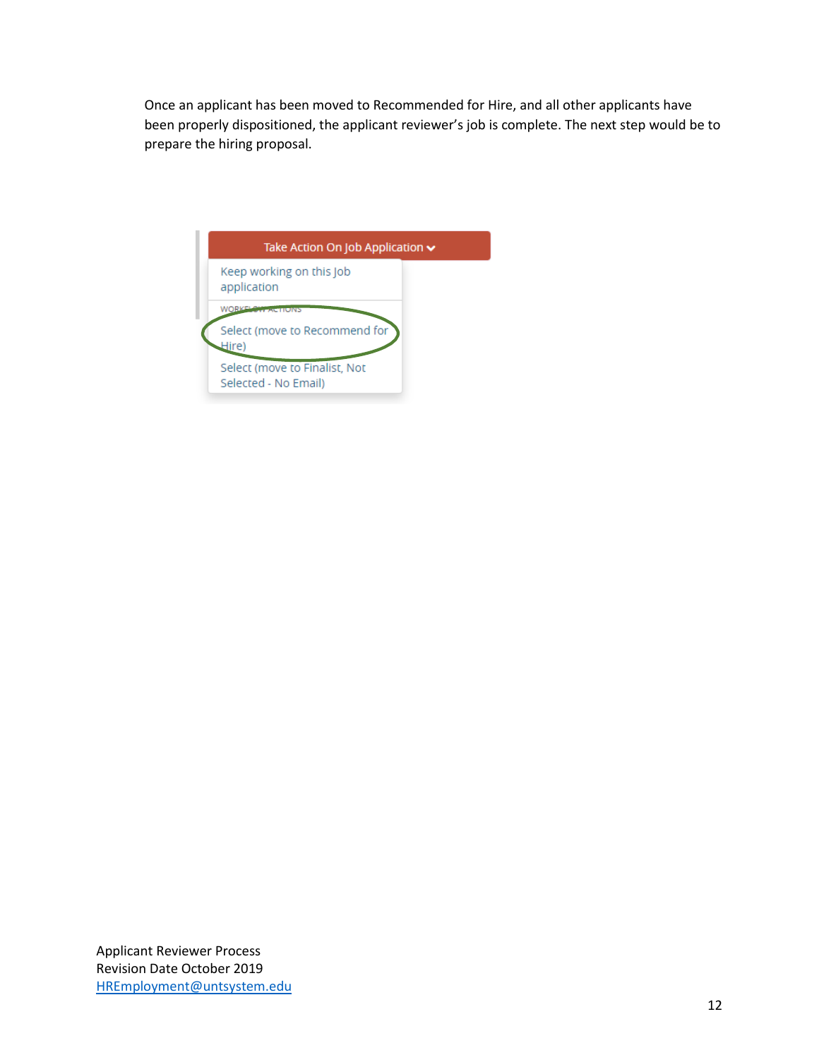Once an applicant has been moved to Recommended for Hire, and all other applicants have been properly dispositioned, the applicant reviewer's job is complete. The next step would be to prepare the hiring proposal.

Take Action On Job Application

Keep working on this Job application

WORKFLOW ACTIONS

Select (move to Recommend for Hire)

Select (move to Finalist, Not Selected - No Email)

Applicant Reviewer Process
Revision Date October 2019
[HREmployment@untsystem.edu](mailto:HREmployment@untsystem.edu)